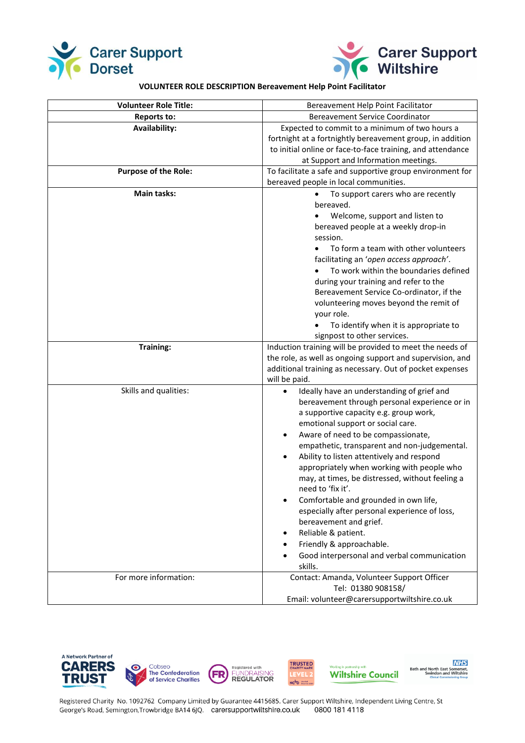Carer Support Dorset

Carer Support Wiltshire

**VOLUNTEER ROLE DESCRIPTION Bereavement Help Point Facilitator**

| **Volunteer Role Title:** | Bereavement Help Point Facilitator |
|---|---|
| **Reports to:** | Bereavement Service Coordinator |
| **Availability:** | Expected to commit to a minimum of two hours a fortnight at a fortnightly bereavement group, in addition to initial online or face-to-face training, and attendance at Support and Information meetings. |
| **Purpose of the Role:** | To facilitate a safe and supportive group environment for bereaved people in local communities. |
| **Main tasks:** | • To support carers who are recently bereaved.<br>• Welcome, support and listen to bereaved people at a weekly drop-in session.<br>• To form a team with other volunteers facilitating an *'open access approach'*.<br>• To work within the boundaries defined during your training and refer to the Bereavement Service Co-ordinator, if the volunteering moves beyond the remit of your role.<br>• To identify when it is appropriate to signpost to other services. |
| **Training:** | Induction training will be provided to meet the needs of the role, as well as ongoing support and supervision, and additional training as necessary. Out of pocket expenses will be paid. |
| Skills and qualities: | • Ideally have an understanding of grief and bereavement through personal experience or in a supportive capacity e.g. group work, emotional support or social care.<br>• Aware of need to be compassionate, empathetic, transparent and non-judgemental.<br>• Ability to listen attentively and respond appropriately when working with people who may, at times, be distressed, without feeling a need to 'fix it'.<br>• Comfortable and grounded in own life, especially after personal experience of loss, bereavement and grief.<br>• Reliable & patient.<br>• Friendly & approachable.<br>• Good interpersonal and verbal communication skills. |
| For more information: | Contact: Amanda, Volunteer Support Officer<br>Tel: 01380 908158/<br>Email: volunteer@carersupportwiltshire.co.uk |

A Network Partner of CARERS TRUST | Cobseo The Confederation of Service Charities | Registered with FUNDRAISING REGULATOR | TRUSTED CHARITY MARK LEVEL 2 | Working in partnership with Wiltshire Council | NHS Bath and North East Somerset, Swindon and Wiltshire Clinical Commissioning Group

Registered Charity No. 1092762 Company Limited by Guarantee 4415685. Carer Support Wiltshire, Independent Living Centre, St George's Road, Semington, Trowbridge BA14 6JQ. carersupportwiltshire.co.uk 0800 181 4118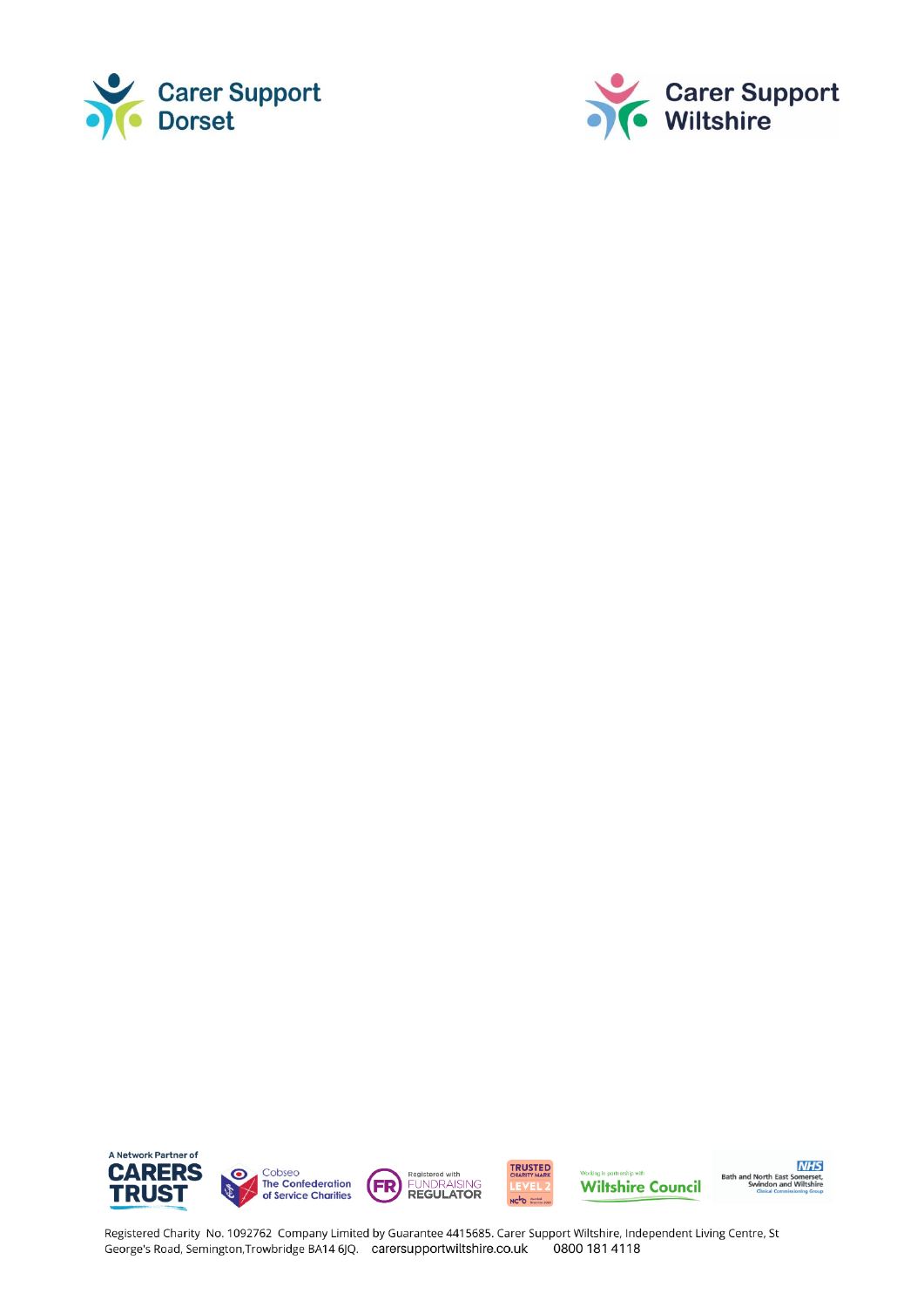Carer Support Dorset

Carer Support Wiltshire

A Network Partner of CARERS TRUST

Cobseo The Confederation of Service Charities

Registered with FUNDRAISING REGULATOR

TRUSTED CHARITY MARK LEVEL 2

Working in partnership with Wiltshire Council

NHS Bath and North East Somerset, Swindon and Wiltshire Clinical Commissioning Group

Registered Charity No. 1092762 Company Limited by Guarantee 4415685. Carer Support Wiltshire, Independent Living Centre, St George's Road, Semington, Trowbridge BA14 6JQ. carersupportwiltshire.co.uk 0800 181 4118